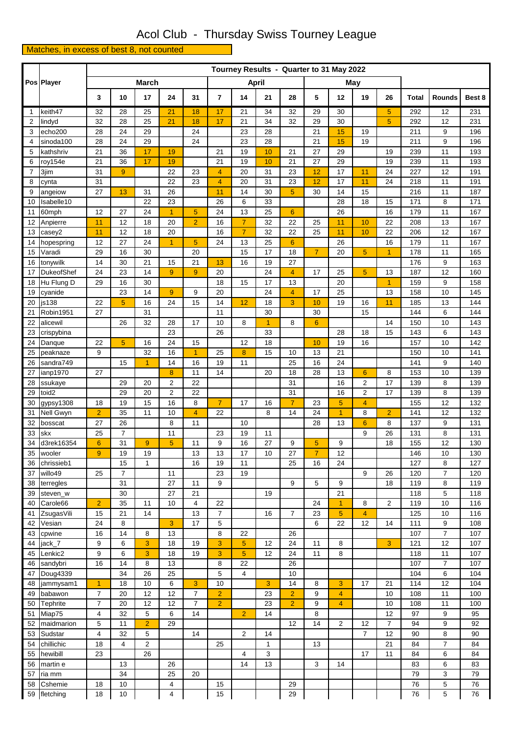# Acol Club - Thursday Swiss Tourney League

Matches, in excess of best 8, not counted

| Pos | Player | Tourney Results - Quarter to 31 May 2022 | | | | | | | | | | | | | | | |
|---|---|---|---|---|---|---|---|---|---|---|---|---|---|---|---|---|---|
| | | March | | | | | April | | | | May | | | | | | |
| | | 3 | 10 | 17 | 24 | 31 | 7 | 14 | 21 | 28 | 5 | 12 | 19 | 26 | Total | Rounds | Best 8 |
| 1 | keith47 | 32 | 28 | 25 | 21 | 18 | 17 | 21 | 34 | 32 | 29 | 30 | | 5 | 292 | 12 | 231 |
| 2 | lindyd | 32 | 28 | 25 | 21 | 18 | 17 | 21 | 34 | 32 | 29 | 30 | | 5 | 292 | 12 | 231 |
| 3 | echo200 | 28 | 24 | 29 | | 24 | | 23 | 28 | | 21 | 15 | 19 | | 211 | 9 | 196 |
| 4 | sinoda100 | 28 | 24 | 29 | | 24 | | 23 | 28 | | 21 | 15 | 19 | | 211 | 9 | 196 |
| 5 | kathshriv | 21 | 36 | 17 | 19 | | 21 | 19 | 10 | 21 | 27 | 29 | | 19 | 239 | 11 | 193 |
| 6 | roy154e | 21 | 36 | 17 | 19 | | 21 | 19 | 10 | 21 | 27 | 29 | | 19 | 239 | 11 | 193 |
| 7 | 3jim | 31 | 9 | | 22 | 23 | 4 | 20 | 31 | 23 | 12 | 17 | 11 | 24 | 227 | 12 | 191 |
| 8 | cynta | 31 | | | 22 | 23 | 4 | 20 | 31 | 23 | 12 | 17 | 11 | 24 | 218 | 11 | 191 |
| 9 | angeiow | 27 | 13 | 31 | 26 | | 11 | 14 | 30 | 5 | 30 | 14 | 15 | | 216 | 11 | 187 |
| 10 | Isabelle10 | | | 22 | 23 | | 26 | 6 | 33 | | | 28 | 18 | 15 | 171 | 8 | 171 |
| 11 | 60mph | 12 | 27 | 24 | 1 | 5 | 24 | 13 | 25 | 6 | | 26 | | 16 | 179 | 11 | 167 |
| 12 | Anpierre | 11 | 12 | 18 | 20 | 2 | 16 | 7 | 32 | 22 | 25 | 11 | 10 | 22 | 208 | 13 | 167 |
| 13 | casey2 | 11 | 12 | 18 | 20 | | 16 | 7 | 32 | 22 | 25 | 11 | 10 | 22 | 206 | 12 | 167 |
| 14 | hopespring | 12 | 27 | 24 | 1 | 5 | 24 | 13 | 25 | 6 | | 26 | | 16 | 179 | 11 | 167 |
| 15 | Varadi | 29 | 16 | 30 | | 20 | | 15 | 17 | 18 | 7 | 20 | 5 | 1 | 178 | 11 | 165 |
| 16 | tonywilk | 14 | 30 | 21 | 15 | 21 | 13 | 16 | 19 | 27 | | | | | 176 | 9 | 163 |
| 17 | DukeofShef | 24 | 23 | 14 | 9 | 9 | 20 | | 24 | 4 | 17 | 25 | 5 | 13 | 187 | 12 | 160 |
| 18 | Hu Flung D | 29 | 16 | 30 | | | 18 | 15 | 17 | 13 | | 20 | | 1 | 159 | 9 | 158 |
| 19 | cyanide | | 23 | 14 | 9 | 9 | 20 | | 24 | 4 | 17 | 25 | | 13 | 158 | 10 | 145 |
| 20 | js138 | 22 | 5 | 16 | 24 | 15 | 14 | 12 | 18 | 3 | 10 | 19 | 16 | 11 | 185 | 13 | 144 |
| 21 | Robin1951 | 27 | | 31 | | | 11 | | 30 | | 30 | | 15 | | 144 | 6 | 144 |
| 22 | alicewil | | 26 | 32 | 28 | 17 | 10 | 8 | 1 | 8 | 6 | | | 14 | 150 | 10 | 143 |
| 23 | crispybina | | | | 23 | | 26 | | 33 | | | 28 | 18 | 15 | 143 | 6 | 143 |
| 24 | Danque | 22 | 5 | 16 | 24 | 15 | | 12 | 18 | | 10 | 19 | 16 | | 157 | 10 | 142 |
| 25 | peaknaze | 9 | | 32 | 16 | 1 | 25 | 8 | 15 | 10 | 13 | 21 | | | 150 | 10 | 141 |
| 26 | sandra749 | | 15 | 1 | 14 | 16 | 19 | 11 | | 25 | 16 | 24 | | | 141 | 9 | 140 |
| 27 | ianp1970 | 27 | | | 8 | 11 | 14 | | 20 | 18 | 28 | 13 | 6 | 8 | 153 | 10 | 139 |
| 28 | ssukaye | | 29 | 20 | 2 | 22 | | | | 31 | | 16 | 2 | 17 | 139 | 8 | 139 |
| 29 | toid2 | | 29 | 20 | 2 | 22 | | | | 31 | | 16 | 2 | 17 | 139 | 8 | 139 |
| 30 | gypsy1308 | 18 | 19 | 15 | 16 | 8 | 7 | 17 | 16 | 7 | 23 | 5 | 4 | | 155 | 12 | 132 |
| 31 | Nell Gwyn | 2 | 35 | 11 | 10 | 4 | 22 | | 8 | 14 | 24 | 1 | 8 | 2 | 141 | 12 | 132 |
| 32 | bosscat | 27 | 26 | | 8 | 11 | | 10 | | | 28 | 13 | 6 | 8 | 137 | 9 | 131 |
| 33 | skx | 25 | 7 | | 11 | | 23 | 19 | 11 | | | | 9 | 26 | 131 | 8 | 131 |
| 34 | d3rek16354 | 6 | 31 | 9 | 5 | 11 | 9 | 16 | 27 | 9 | 5 | 9 | | 18 | 155 | 12 | 130 |
| 35 | wooler | 9 | 19 | 19 | | 13 | 13 | 17 | 10 | 27 | 7 | 12 | | | 146 | 10 | 130 |
| 36 | chrissieb1 | | 15 | 1 | | 16 | 19 | 11 | | 25 | 16 | 24 | | | 127 | 8 | 127 |
| 37 | willo49 | 25 | 7 | | 11 | | 23 | 19 | | | | | 9 | 26 | 120 | 7 | 120 |
| 38 | terregles | | 31 | | 27 | 11 | 9 | | | 9 | 5 | 9 | | 18 | 119 | 8 | 119 |
| 39 | steven_w | | 30 | | 27 | 21 | | | 19 | | | 21 | | | 118 | 5 | 118 |
| 40 | Carole66 | 2 | 35 | 11 | 10 | 4 | 22 | | | | 24 | 1 | 8 | 2 | 119 | 10 | 116 |
| 41 | ZsugasVili | 15 | 21 | 14 | | 13 | 7 | | 16 | 7 | 23 | 5 | 4 | | 125 | 10 | 116 |
| 42 | Vesian | 24 | 8 | | 3 | 17 | 5 | | | | 6 | 22 | 12 | 14 | 111 | 9 | 108 |
| 43 | cpwine | 16 | 14 | 8 | 13 | | 8 | 22 | | 26 | | | | | 107 | 7 | 107 |
| 44 | jack_7 | 9 | 6 | 3 | 18 | 19 | 3 | 5 | 12 | 24 | 11 | 8 | | 3 | 121 | 12 | 107 |
| 45 | Lenkic2 | 9 | 6 | 3 | 18 | 19 | 3 | 5 | 12 | 24 | 11 | 8 | | | 118 | 11 | 107 |
| 46 | sandybri | 16 | 14 | 8 | 13 | | 8 | 22 | | 26 | | | | | 107 | 7 | 107 |
| 47 | Doug4339 | | 34 | 26 | 25 | | 5 | 4 | | 10 | | | | | 104 | 6 | 104 |
| 48 | jammysam1 | 1 | 18 | 10 | 6 | 3 | 10 | | 3 | 14 | 8 | 3 | 17 | 21 | 114 | 12 | 104 |
| 49 | babawon | 7 | 20 | 12 | 12 | 7 | 2 | | 23 | 2 | 9 | 4 | | 10 | 108 | 11 | 100 |
| 50 | Tephrite | 7 | 20 | 12 | 12 | 7 | 2 | | 23 | 2 | 9 | 4 | | 10 | 108 | 11 | 100 |
| 51 | Miap75 | 4 | 32 | 5 | 6 | 14 | | 2 | 14 | | 8 | | | 12 | 97 | 9 | 95 |
| 52 | maidmarion | 5 | 11 | 2 | 29 | | | | | 12 | 14 | 2 | 12 | 7 | 94 | 9 | 92 |
| 53 | Sudstar | 4 | 32 | 5 | | 14 | | 2 | 14 | | | | 7 | 12 | 90 | 8 | 90 |
| 54 | chillichic | 18 | 4 | 2 | | | 25 | | 1 | | 13 | | | 21 | 84 | 7 | 84 |
| 55 | hewibill | 23 | | 26 | | | | 4 | 3 | | | | 17 | 11 | 84 | 6 | 84 |
| 56 | martin e | | 13 | | 26 | | | 14 | 13 | | 3 | 14 | | | 83 | 6 | 83 |
| 57 | ria mm | | 34 | | 25 | 20 | | | | | | | | | 79 | 3 | 79 |
| 58 | Cshemie | 18 | 10 | | 4 | | 15 | | | 29 | | | | | 76 | 5 | 76 |
| 59 | fletching | 18 | 10 | | 4 | | 15 | | | 29 | | | | | 76 | 5 | 76 |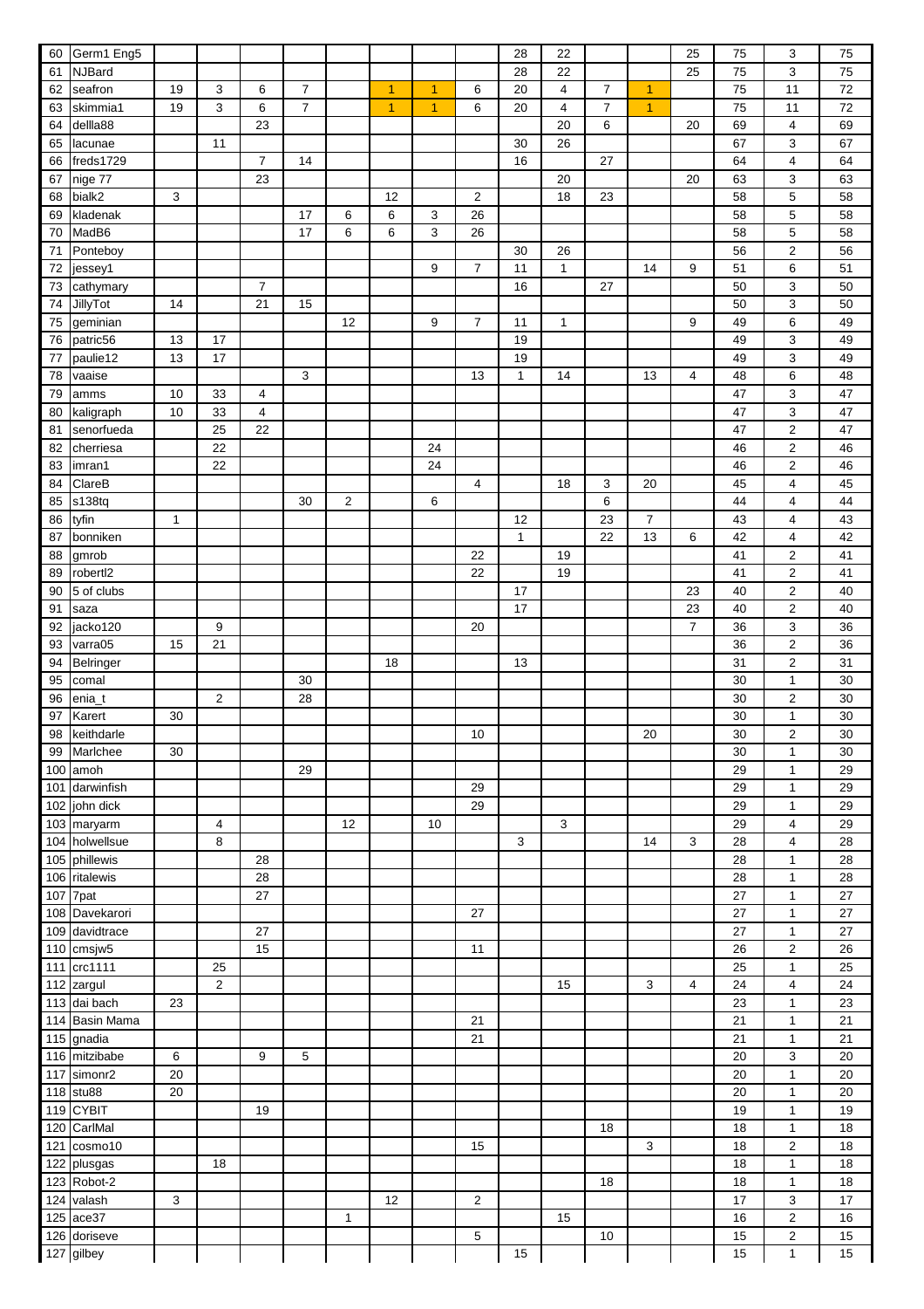| | | | | | | | | | | | | | | | | | |
|---|---|---|---|---|---|---|---|---|---|---|---|---|---|---|---|---|---|
| 60 | Germ1 Eng5 | | | | | | | | | 28 | 22 | | | 25 | 75 | 3 | 75 |
| 61 | NJBard | | | | | | | | | 28 | 22 | | | 25 | 75 | 3 | 75 |
| 62 | seafron | 19 | 3 | 6 | 7 | | 1 | 1 | 6 | 20 | 4 | 7 | 1 | | 75 | 11 | 72 |
| 63 | skimmia1 | 19 | 3 | 6 | 7 | | 1 | 1 | 6 | 20 | 4 | 7 | 1 | | 75 | 11 | 72 |
| 64 | dellla88 | | | 23 | | | | | | | 20 | 6 | | 20 | 69 | 4 | 69 |
| 65 | lacunae | | 11 | | | | | | | 30 | 26 | | | | 67 | 3 | 67 |
| 66 | freds1729 | | | 7 | 14 | | | | | 16 | | 27 | | | 64 | 4 | 64 |
| 67 | nige 77 | | | 23 | | | | | | | 20 | | | 20 | 63 | 3 | 63 |
| 68 | bialk2 | 3 | | | | | 12 | | 2 | | 18 | 23 | | | 58 | 5 | 58 |
| 69 | kladenak | | | | 17 | 6 | 6 | 3 | 26 | | | | | | 58 | 5 | 58 |
| 70 | MadB6 | | | | 17 | 6 | 6 | 3 | 26 | | | | | | 58 | 5 | 58 |
| 71 | Ponteboy | | | | | | | | | 30 | 26 | | | | 56 | 2 | 56 |
| 72 | jessey1 | | | | | | | 9 | 7 | 11 | 1 | | 14 | 9 | 51 | 6 | 51 |
| 73 | cathymary | | | 7 | | | | | | 16 | | 27 | | | 50 | 3 | 50 |
| 74 | JillyTot | 14 | | 21 | 15 | | | | | | | | | | 50 | 3 | 50 |
| 75 | geminian | | | | | 12 | | 9 | 7 | 11 | 1 | | | 9 | 49 | 6 | 49 |
| 76 | patric56 | 13 | 17 | | | | | | | 19 | | | | | 49 | 3 | 49 |
| 77 | paulie12 | 13 | 17 | | | | | | | 19 | | | | | 49 | 3 | 49 |
| 78 | vaaise | | | | 3 | | | | 13 | 1 | 14 | | 13 | 4 | 48 | 6 | 48 |
| 79 | amms | 10 | 33 | 4 | | | | | | | | | | | 47 | 3 | 47 |
| 80 | kaligraph | 10 | 33 | 4 | | | | | | | | | | | 47 | 3 | 47 |
| 81 | senorfueda | | 25 | 22 | | | | | | | | | | | 47 | 2 | 47 |
| 82 | cherriesa | | 22 | | | | | 24 | | | | | | | 46 | 2 | 46 |
| 83 | imran1 | | 22 | | | | | 24 | | | | | | | 46 | 2 | 46 |
| 84 | ClareB | | | | | | | | 4 | | 18 | 3 | 20 | | 45 | 4 | 45 |
| 85 | s138tq | | | | 30 | 2 | | 6 | | | | 6 | | | 44 | 4 | 44 |
| 86 | tyfin | 1 | | | | | | | | 12 | | 23 | 7 | | 43 | 4 | 43 |
| 87 | bonniken | | | | | | | | | 1 | | 22 | 13 | 6 | 42 | 4 | 42 |
| 88 | gmrob | | | | | | | | 22 | | 19 | | | | 41 | 2 | 41 |
| 89 | robertl2 | | | | | | | | 22 | | 19 | | | | 41 | 2 | 41 |
| 90 | 5 of clubs | | | | | | | | | 17 | | | | 23 | 40 | 2 | 40 |
| 91 | saza | | | | | | | | | 17 | | | | 23 | 40 | 2 | 40 |
| 92 | jacko120 | | 9 | | | | | | 20 | | | | | 7 | 36 | 3 | 36 |
| 93 | varra05 | 15 | 21 | | | | | | | | | | | | 36 | 2 | 36 |
| 94 | Belringer | | | | | | 18 | | | 13 | | | | | 31 | 2 | 31 |
| 95 | comal | | | | 30 | | | | | | | | | | 30 | 1 | 30 |
| 96 | enia_t | | 2 | | 28 | | | | | | | | | | 30 | 2 | 30 |
| 97 | Karert | 30 | | | | | | | | | | | | | 30 | 1 | 30 |
| 98 | keithdarle | | | | | | | | 10 | | | | 20 | | 30 | 2 | 30 |
| 99 | Marlchee | 30 | | | | | | | | | | | | | 30 | 1 | 30 |
| 100 | amoh | | | | 29 | | | | | | | | | | 29 | 1 | 29 |
| 101 | darwinfish | | | | | | | | 29 | | | | | | 29 | 1 | 29 |
| 102 | john dick | | | | | | | | 29 | | | | | | 29 | 1 | 29 |
| 103 | maryarm | | 4 | | | 12 | | 10 | | | 3 | | | | 29 | 4 | 29 |
| 104 | holwellsue | | 8 | | | | | | | 3 | | | 14 | 3 | 28 | 4 | 28 |
| 105 | phillewis | | | 28 | | | | | | | | | | | 28 | 1 | 28 |
| 106 | ritalewis | | | 28 | | | | | | | | | | | 28 | 1 | 28 |
| 107 | 7pat | | | 27 | | | | | | | | | | | 27 | 1 | 27 |
| 108 | Davekarori | | | | | | | | 27 | | | | | | 27 | 1 | 27 |
| 109 | davidtrace | | | 27 | | | | | | | | | | | 27 | 1 | 27 |
| 110 | cmsjw5 | | | 15 | | | | | 11 | | | | | | 26 | 2 | 26 |
| 111 | crc1111 | | 25 | | | | | | | | | | | | 25 | 1 | 25 |
| 112 | zargul | | 2 | | | | | | | | 15 | | 3 | 4 | 24 | 4 | 24 |
| 113 | dai bach | 23 | | | | | | | | | | | | | 23 | 1 | 23 |
| 114 | Basin Mama | | | | | | | | 21 | | | | | | 21 | 1 | 21 |
| 115 | gnadia | | | | | | | | 21 | | | | | | 21 | 1 | 21 |
| 116 | mitzibabe | 6 | | 9 | 5 | | | | | | | | | | 20 | 3 | 20 |
| 117 | simonr2 | 20 | | | | | | | | | | | | | 20 | 1 | 20 |
| 118 | stu88 | 20 | | | | | | | | | | | | | 20 | 1 | 20 |
| 119 | CYBIT | | | 19 | | | | | | | | | | | 19 | 1 | 19 |
| 120 | CarlMal | | | | | | | | | | | 18 | | | 18 | 1 | 18 |
| 121 | cosmo10 | | | | | | | | 15 | | | | 3 | | 18 | 2 | 18 |
| 122 | plusgas | | 18 | | | | | | | | | | | | 18 | 1 | 18 |
| 123 | Robot-2 | | | | | | | | | | | 18 | | | 18 | 1 | 18 |
| 124 | valash | 3 | | | | | 12 | | 2 | | | | | | 17 | 3 | 17 |
| 125 | ace37 | | | | | 1 | | | | | 15 | | | | 16 | 2 | 16 |
| 126 | doriseve | | | | | | | | 5 | | | 10 | | | 15 | 2 | 15 |
| 127 | gilbey | | | | | | | | | 15 | | | | | 15 | 1 | 15 |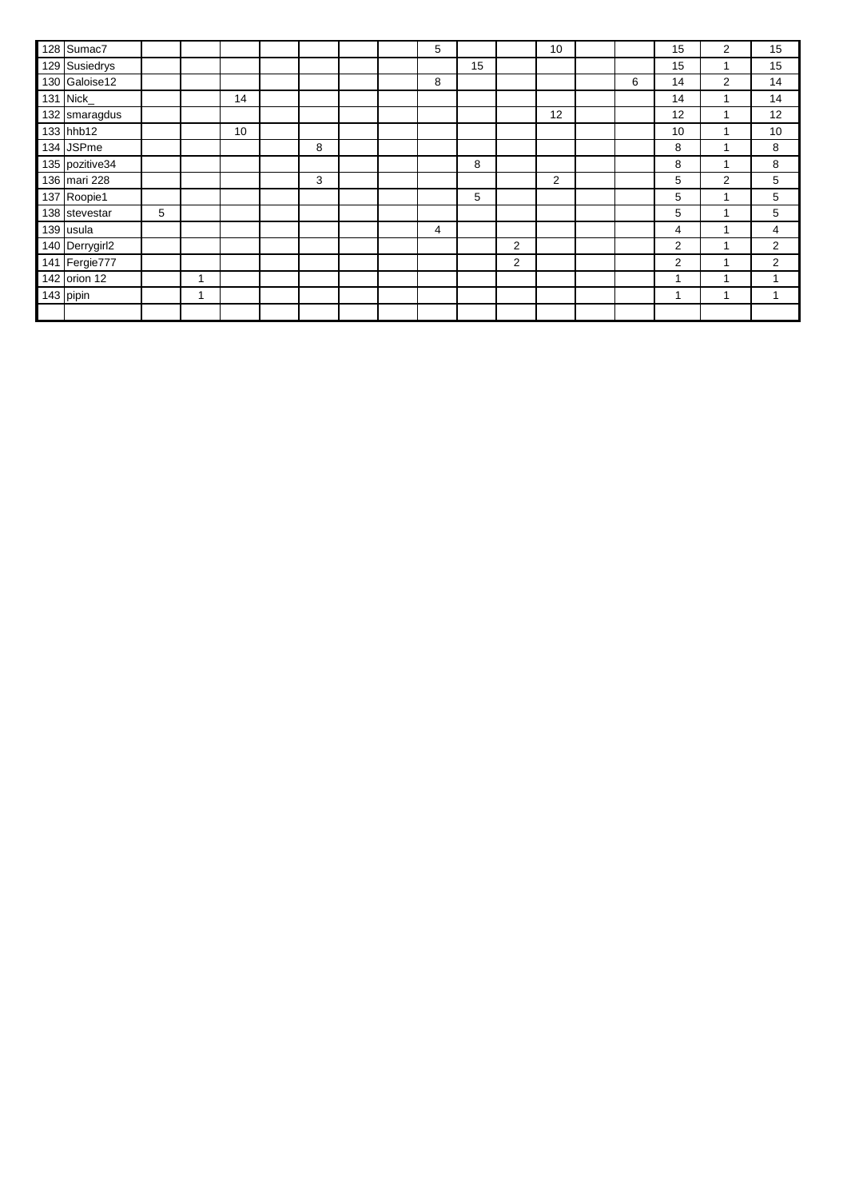| | | | | | | | | | | | | | | | | | |
|---|---|---|---|---|---|---|---|---|---|---|---|---|---|---|---|---|---|
| 128 | Sumac7 | | | | | | | | 5 | | | 10 | | | 15 | 2 | 15 |
| 129 | Susiedrys | | | | | | | | | 15 | | | | | 15 | 1 | 15 |
| 130 | Galoise12 | | | | | | | | 8 | | | | | 6 | 14 | 2 | 14 |
| 131 | Nick_ | | | 14 | | | | | | | | | | | 14 | 1 | 14 |
| 132 | smaragdus | | | | | | | | | | | 12 | | | 12 | 1 | 12 |
| 133 | hhb12 | | | 10 | | | | | | | | | | | 10 | 1 | 10 |
| 134 | JSPme | | | | | 8 | | | | | | | | | 8 | 1 | 8 |
| 135 | pozitive34 | | | | | | | | | 8 | | | | | 8 | 1 | 8 |
| 136 | mari 228 | | | | | 3 | | | | | | 2 | | | 5 | 2 | 5 |
| 137 | Roopie1 | | | | | | | | | 5 | | | | | 5 | 1 | 5 |
| 138 | stevestar | 5 | | | | | | | | | | | | | 5 | 1 | 5 |
| 139 | usula | | | | | | | | 4 | | | | | | 4 | 1 | 4 |
| 140 | Derrygirl2 | | | | | | | | | | 2 | | | | 2 | 1 | 2 |
| 141 | Fergie777 | | | | | | | | | | 2 | | | | 2 | 1 | 2 |
| 142 | orion 12 | | 1 | | | | | | | | | | | | 1 | 1 | 1 |
| 143 | pipin | | 1 | | | | | | | | | | | | 1 | 1 | 1 |
| | | | | | | | | | | | | | | | | | |